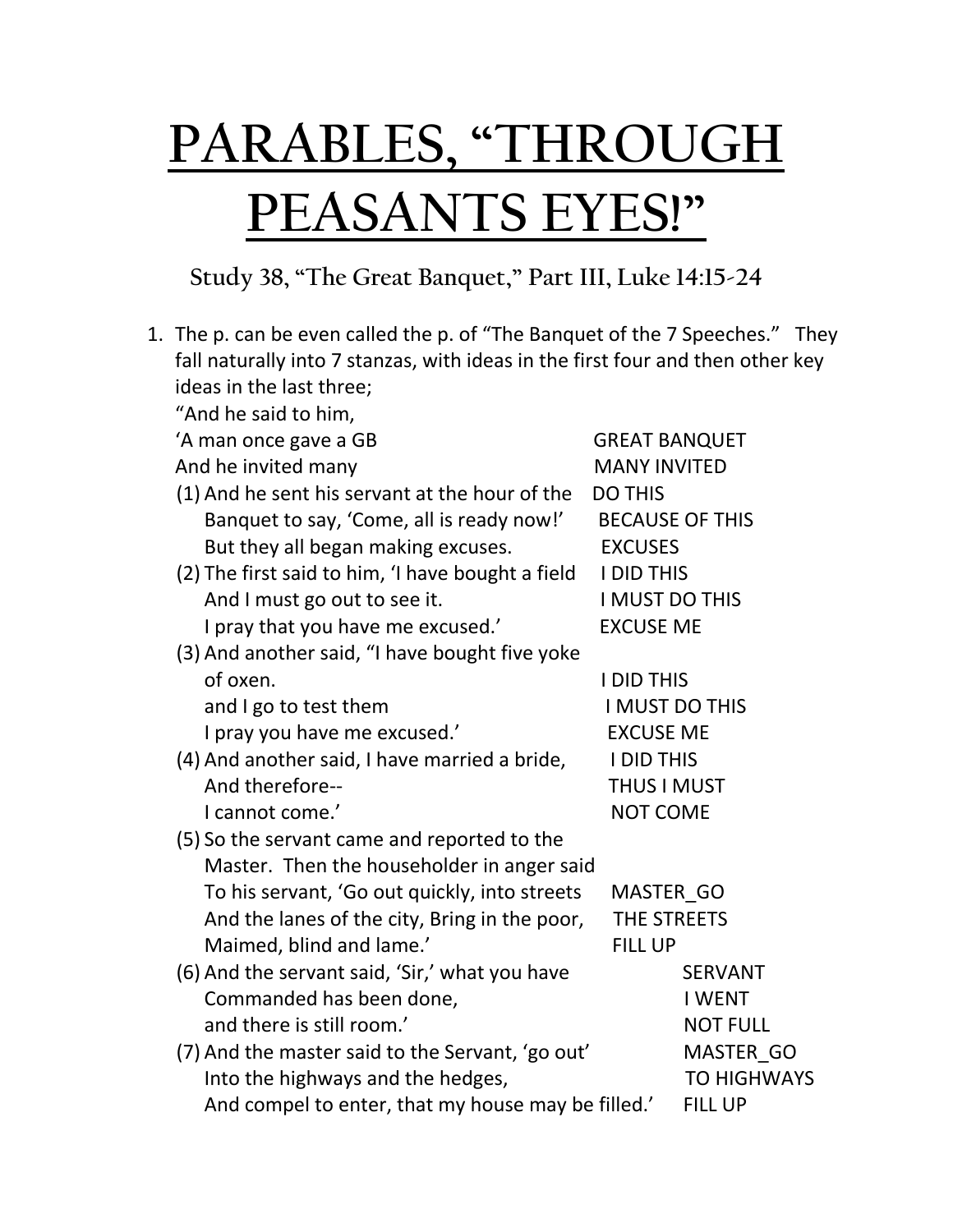# PARABLES, "THROUGH PEASANTS EYES!"

### Study 38, "The Great Banquet," Part III, Luke 14:15-24

1. The p. can be even called the p. of "The Banquet of the 7 Speeches." They fall naturally into 7 stanzas, with ideas in the first four and then other key ideas in the last three;

   "And he said to him,

   | | |
   |---|---|
   | 'A man once gave a GB | GREAT BANQUET |
   | And he invited many | MANY INVITED |
   | (1) And he sent his servant at the hour of the | DO THIS |
   | Banquet to say, 'Come, all is ready now!' | BECAUSE OF THIS |
   | But they all began making excuses. | EXCUSES |
   | (2) The first said to him, 'I have bought a field | I DID THIS |
   | And I must go out to see it. | I MUST DO THIS |
   | I pray that you have me excused.' | EXCUSE ME |
   | (3) And another said, "I have bought five yoke of oxen. | I DID THIS |
   | and I go to test them | I MUST DO THIS |
   | I pray you have me excused.' | EXCUSE ME |
   | (4) And another said, I have married a bride, | I DID THIS |
   | And therefore-- | THUS I MUST |
   | I cannot come.' | NOT COME |
   | (5) So the servant came and reported to the Master. Then the householder in anger said | |
   | To his servant, 'Go out quickly, into streets | MASTER_GO |
   | And the lanes of the city, Bring in the poor, | THE STREETS |
   | Maimed, blind and lame.' | FILL UP |
   | (6) And the servant said, 'Sir,' what you have | SERVANT |
   | Commanded has been done, | I WENT |
   | and there is still room.' | NOT FULL |
   | (7) And the master said to the Servant, 'go out' | MASTER_GO |
   | Into the highways and the hedges, | TO HIGHWAYS |
   | And compel to enter, that my house may be filled.' | FILL UP |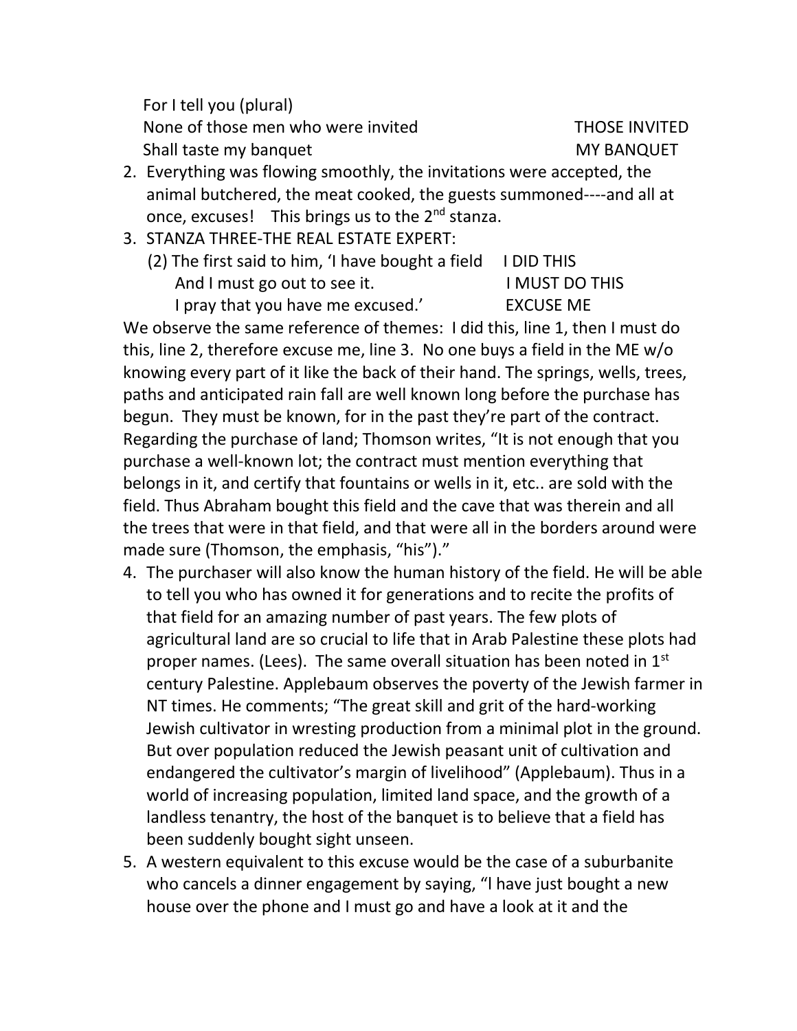For I tell you (plural)
None of those men who were invited THOSE INVITED
Shall taste my banquet MY BANQUET

2. Everything was flowing smoothly, the invitations were accepted, the animal butchered, the meat cooked, the guests summoned----and all at once, excuses! This brings us to the 2[nd] stanza.
3. STANZA THREE-THE REAL ESTATE EXPERT:
   (2) The first said to him, 'I have bought a field I DID THIS
   And I must go out to see it. I MUST DO THIS
   I pray that you have me excused.' EXCUSE ME

We observe the same reference of themes: I did this, line 1, then I must do this, line 2, therefore excuse me, line 3. No one buys a field in the ME w/o knowing every part of it like the back of their hand. The springs, wells, trees, paths and anticipated rain fall are well known long before the purchase has begun. They must be known, for in the past they're part of the contract. Regarding the purchase of land; Thomson writes, "It is not enough that you purchase a well-known lot; the contract must mention everything that belongs in it, and certify that fountains or wells in it, etc.. are sold with the field. Thus Abraham bought this field and the cave that was therein and all the trees that were in that field, and that were all in the borders around were made sure (Thomson, the emphasis, "his")."

4. The purchaser will also know the human history of the field. He will be able to tell you who has owned it for generations and to recite the profits of that field for an amazing number of past years. The few plots of agricultural land are so crucial to life that in Arab Palestine these plots had proper names. (Lees). The same overall situation has been noted in 1[st] century Palestine. Applebaum observes the poverty of the Jewish farmer in NT times. He comments; "The great skill and grit of the hard-working Jewish cultivator in wresting production from a minimal plot in the ground. But over population reduced the Jewish peasant unit of cultivation and endangered the cultivator's margin of livelihood" (Applebaum). Thus in a world of increasing population, limited land space, and the growth of a landless tenantry, the host of the banquet is to believe that a field has been suddenly bought sight unseen.
5. A western equivalent to this excuse would be the case of a suburbanite who cancels a dinner engagement by saying, "I have just bought a new house over the phone and I must go and have a look at it and the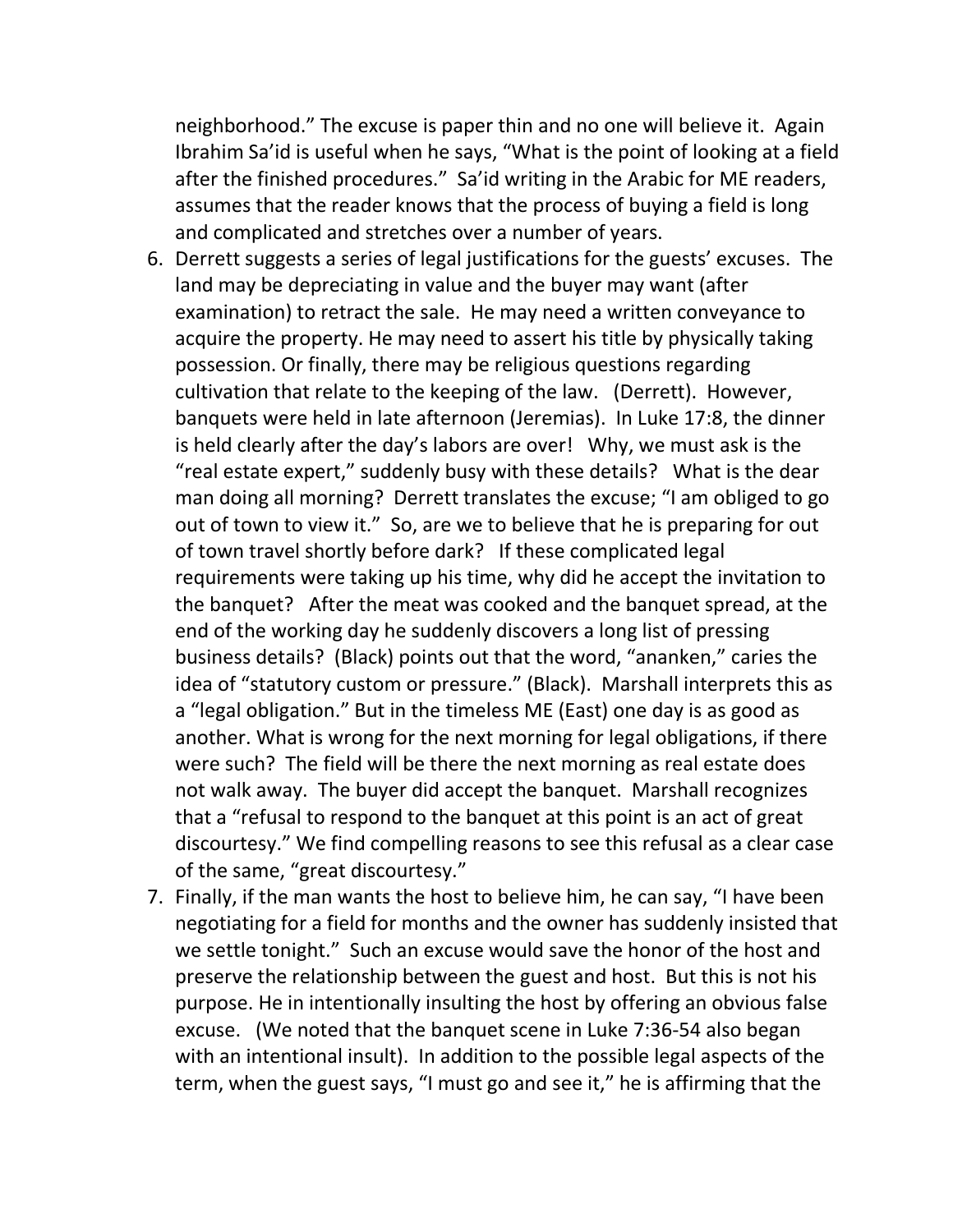neighborhood." The excuse is paper thin and no one will believe it. Again Ibrahim Sa'id is useful when he says, "What is the point of looking at a field after the finished procedures." Sa'id writing in the Arabic for ME readers, assumes that the reader knows that the process of buying a field is long and complicated and stretches over a number of years.

6. Derrett suggests a series of legal justifications for the guests' excuses. The land may be depreciating in value and the buyer may want (after examination) to retract the sale. He may need a written conveyance to acquire the property. He may need to assert his title by physically taking possession. Or finally, there may be religious questions regarding cultivation that relate to the keeping of the law. (Derrett). However, banquets were held in late afternoon (Jeremias). In Luke 17:8, the dinner is held clearly after the day's labors are over! Why, we must ask is the "real estate expert," suddenly busy with these details? What is the dear man doing all morning? Derrett translates the excuse; "I am obliged to go out of town to view it." So, are we to believe that he is preparing for out of town travel shortly before dark? If these complicated legal requirements were taking up his time, why did he accept the invitation to the banquet? After the meat was cooked and the banquet spread, at the end of the working day he suddenly discovers a long list of pressing business details? (Black) points out that the word, "ananken," caries the idea of "statutory custom or pressure." (Black). Marshall interprets this as a "legal obligation." But in the timeless ME (East) one day is as good as another. What is wrong for the next morning for legal obligations, if there were such? The field will be there the next morning as real estate does not walk away. The buyer did accept the banquet. Marshall recognizes that a "refusal to respond to the banquet at this point is an act of great discourtesy." We find compelling reasons to see this refusal as a clear case of the same, "great discourtesy."
7. Finally, if the man wants the host to believe him, he can say, "I have been negotiating for a field for months and the owner has suddenly insisted that we settle tonight." Such an excuse would save the honor of the host and preserve the relationship between the guest and host. But this is not his purpose. He in intentionally insulting the host by offering an obvious false excuse. (We noted that the banquet scene in Luke 7:36-54 also began with an intentional insult). In addition to the possible legal aspects of the term, when the guest says, "I must go and see it," he is affirming that the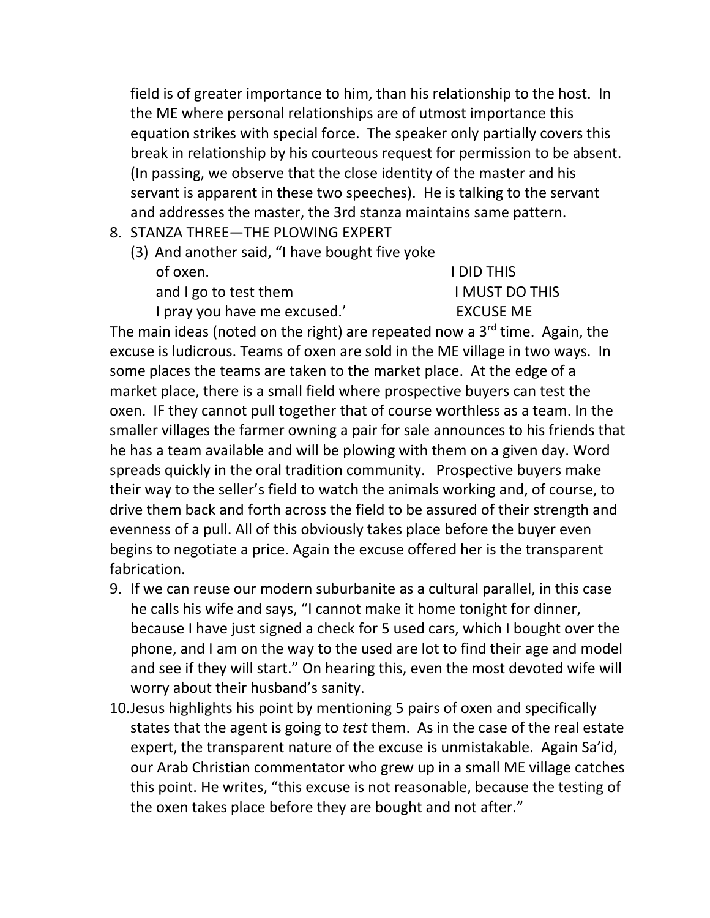field is of greater importance to him, than his relationship to the host. In the ME where personal relationships are of utmost importance this equation strikes with special force. The speaker only partially covers this break in relationship by his courteous request for permission to be absent. (In passing, we observe that the close identity of the master and his servant is apparent in these two speeches). He is talking to the servant and addresses the master, the 3rd stanza maintains same pattern.

8. STANZA THREE—THE PLOWING EXPERT

   (3) And another said, "I have bought five yoke
   of oxen. I DID THIS
   and I go to test them I MUST DO THIS
   I pray you have me excused.' EXCUSE ME

The main ideas (noted on the right) are repeated now a 3rd time. Again, the excuse is ludicrous. Teams of oxen are sold in the ME village in two ways. In some places the teams are taken to the market place. At the edge of a market place, there is a small field where prospective buyers can test the oxen. IF they cannot pull together that of course worthless as a team. In the smaller villages the farmer owning a pair for sale announces to his friends that he has a team available and will be plowing with them on a given day. Word spreads quickly in the oral tradition community. Prospective buyers make their way to the seller's field to watch the animals working and, of course, to drive them back and forth across the field to be assured of their strength and evenness of a pull. All of this obviously takes place before the buyer even begins to negotiate a price. Again the excuse offered her is the transparent fabrication.

9. If we can reuse our modern suburbanite as a cultural parallel, in this case he calls his wife and says, "I cannot make it home tonight for dinner, because I have just signed a check for 5 used cars, which I bought over the phone, and I am on the way to the used are lot to find their age and model and see if they will start." On hearing this, even the most devoted wife will worry about their husband's sanity.
10. Jesus highlights his point by mentioning 5 pairs of oxen and specifically states that the agent is going to *test* them. As in the case of the real estate expert, the transparent nature of the excuse is unmistakable. Again Sa'id, our Arab Christian commentator who grew up in a small ME village catches this point. He writes, "this excuse is not reasonable, because the testing of the oxen takes place before they are bought and not after."